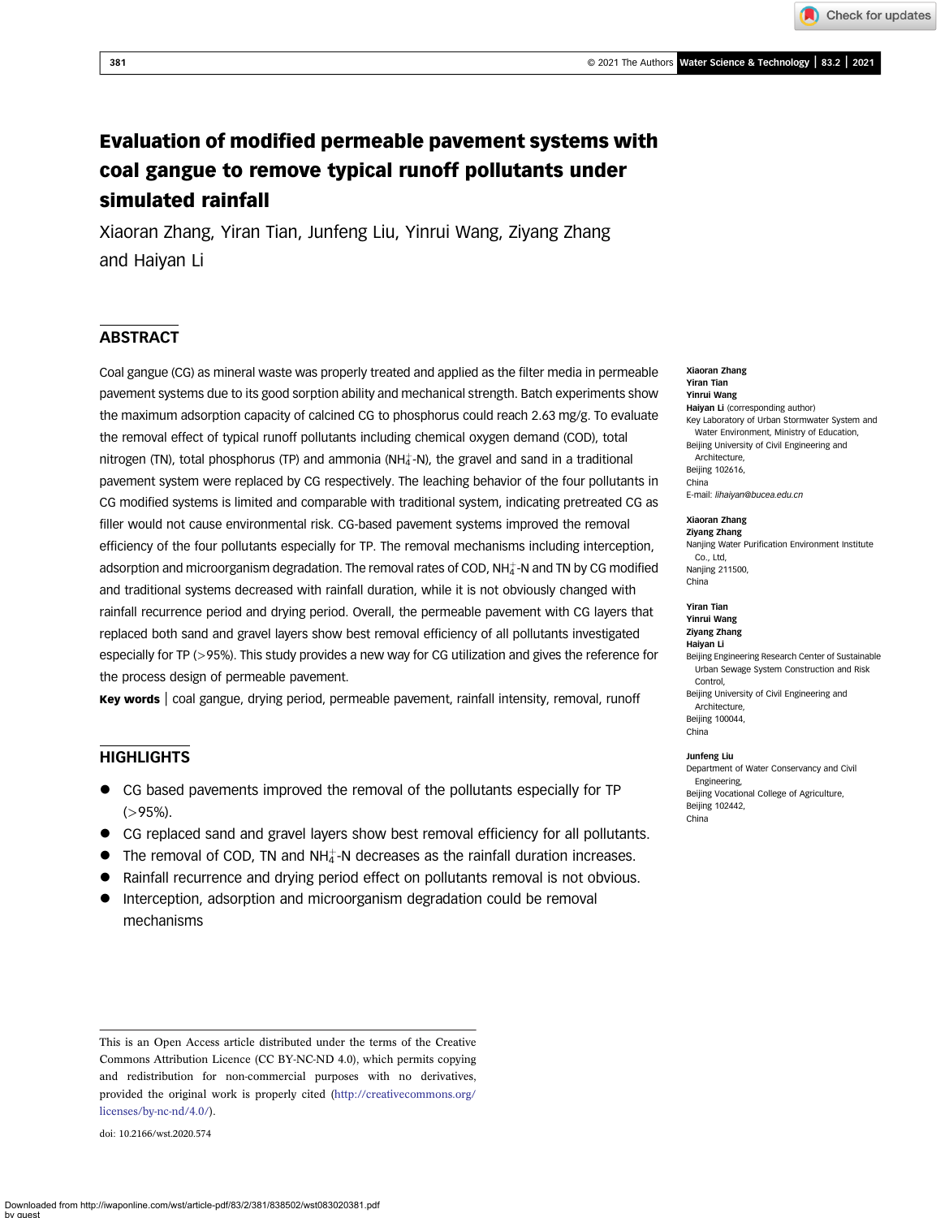# Evaluation of modified permeable pavement systems with coal gangue to remove typical runoff pollutants under simulated rainfall

Xiaoran Zhang, Yiran Tian, Junfeng Liu, Yinrui Wang, Ziyang Zhang and Haiyan Li

## ABSTRACT

Coal gangue (CG) as mineral waste was properly treated and applied as the filter media in permeable pavement systems due to its good sorption ability and mechanical strength. Batch experiments show the maximum adsorption capacity of calcined CG to phosphorus could reach 2.63 mg/g. To evaluate the removal effect of typical runoff pollutants including chemical oxygen demand (COD), total nitrogen (TN), total phosphorus (TP) and ammonia ($NH_4^+$-N), the gravel and sand in a traditional pavement system were replaced by CG respectively. The leaching behavior of the four pollutants in CG modified systems is limited and comparable with traditional system, indicating pretreated CG as filler would not cause environmental risk. CG-based pavement systems improved the removal efficiency of the four pollutants especially for TP. The removal mechanisms including interception, adsorption and microorganism degradation. The removal rates of COD, $NH_4^+$-N and TN by CG modified and traditional systems decreased with rainfall duration, while it is not obviously changed with rainfall recurrence period and drying period. Overall, the permeable pavement with CG layers that replaced both sand and gravel layers show best removal efficiency of all pollutants investigated especially for TP (>95%). This study provides a new way for CG utilization and gives the reference for the process design of permeable pavement.

**Key words** | coal gangue, drying period, permeable pavement, rainfall intensity, removal, runoff

**Xiaoran Zhang**
**Yiran Tian**
**Yinrui Wang**
**Haiyan Li** (corresponding author)
Key Laboratory of Urban Stormwater System and Water Environment, Ministry of Education, Beijing University of Civil Engineering and Architecture, Beijing 102616, China
E-mail: *lihaiyan@bucea.edu.cn*

**Xiaoran Zhang**
**Ziyang Zhang**
Nanjing Water Purification Environment Institute Co., Ltd, Nanjing 211500, China

**Yiran Tian**
**Yinrui Wang**
**Ziyang Zhang**
**Haiyan Li**
Beijing Engineering Research Center of Sustainable Urban Sewage System Construction and Risk Control, Beijing University of Civil Engineering and Architecture, Beijing 100044, China

**Junfeng Liu**
Department of Water Conservancy and Civil Engineering, Beijing Vocational College of Agriculture, Beijing 102442, China

## HIGHLIGHTS

- CG based pavements improved the removal of the pollutants especially for TP (>95%).
- CG replaced sand and gravel layers show best removal efficiency for all pollutants.
- The removal of COD, TN and $NH_4^+$-N decreases as the rainfall duration increases.
- Rainfall recurrence and drying period effect on pollutants removal is not obvious.
- Interception, adsorption and microorganism degradation could be removal mechanisms

This is an Open Access article distributed under the terms of the Creative Commons Attribution Licence (CC BY-NC-ND 4.0), which permits copying and redistribution for non-commercial purposes with no derivatives, provided the original work is properly cited (http://creativecommons.org/licenses/by-nc-nd/4.0/).

doi: 10.2166/wst.2020.574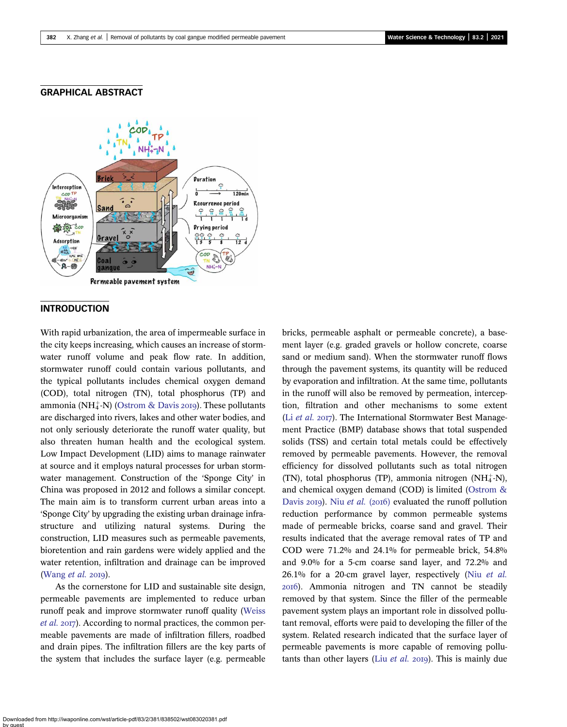## GRAPHICAL ABSTRACT

## INTRODUCTION

With rapid urbanization, the area of impermeable surface in the city keeps increasing, which causes an increase of stormwater runoff volume and peak flow rate. In addition, stormwater runoff could contain various pollutants, and the typical pollutants includes chemical oxygen demand (COD), total nitrogen (TN), total phosphorus (TP) and ammonia ($NH_4^+$-N) (Ostrom & Davis 2019). These pollutants are discharged into rivers, lakes and other water bodies, and not only seriously deteriorate the runoff water quality, but also threaten human health and the ecological system. Low Impact Development (LID) aims to manage rainwater at source and it employs natural processes for urban stormwater management. Construction of the 'Sponge City' in China was proposed in 2012 and follows a similar concept. The main aim is to transform current urban areas into a 'Sponge City' by upgrading the existing urban drainage infrastructure and utilizing natural systems. During the construction, LID measures such as permeable pavements, bioretention and rain gardens were widely applied and the water retention, infiltration and drainage can be improved (Wang *et al.* 2019).

As the cornerstone for LID and sustainable site design, permeable pavements are implemented to reduce urban runoff peak and improve stormwater runoff quality (Weiss *et al.* 2017). According to normal practices, the common permeable pavements are made of infiltration fillers, roadbed and drain pipes. The infiltration fillers are the key parts of the system that includes the surface layer (e.g. permeable bricks, permeable asphalt or permeable concrete), a basement layer (e.g. graded gravels or hollow concrete, coarse sand or medium sand). When the stormwater runoff flows through the pavement systems, its quantity will be reduced by evaporation and infiltration. At the same time, pollutants in the runoff will also be removed by permeation, interception, filtration and other mechanisms to some extent (Li *et al.* 2017). The International Stormwater Best Management Practice (BMP) database shows that total suspended solids (TSS) and certain total metals could be effectively removed by permeable pavements. However, the removal efficiency for dissolved pollutants such as total nitrogen (TN), total phosphorus (TP), ammonia nitrogen ($NH_4^+$-N), and chemical oxygen demand (COD) is limited (Ostrom & Davis 2019). Niu *et al.* (2016) evaluated the runoff pollution reduction performance by common permeable systems made of permeable bricks, coarse sand and gravel. Their results indicated that the average removal rates of TP and COD were 71.2% and 24.1% for permeable brick, 54.8% and 9.0% for a 5-cm coarse sand layer, and 72.2% and 26.1% for a 20-cm gravel layer, respectively (Niu *et al.* 2016). Ammonia nitrogen and TN cannot be steadily removed by that system. Since the filler of the permeable pavement system plays an important role in dissolved pollutant removal, efforts were paid to developing the filler of the system. Related research indicated that the surface layer of permeable pavements is more capable of removing pollutants than other layers (Liu *et al.* 2019). This is mainly due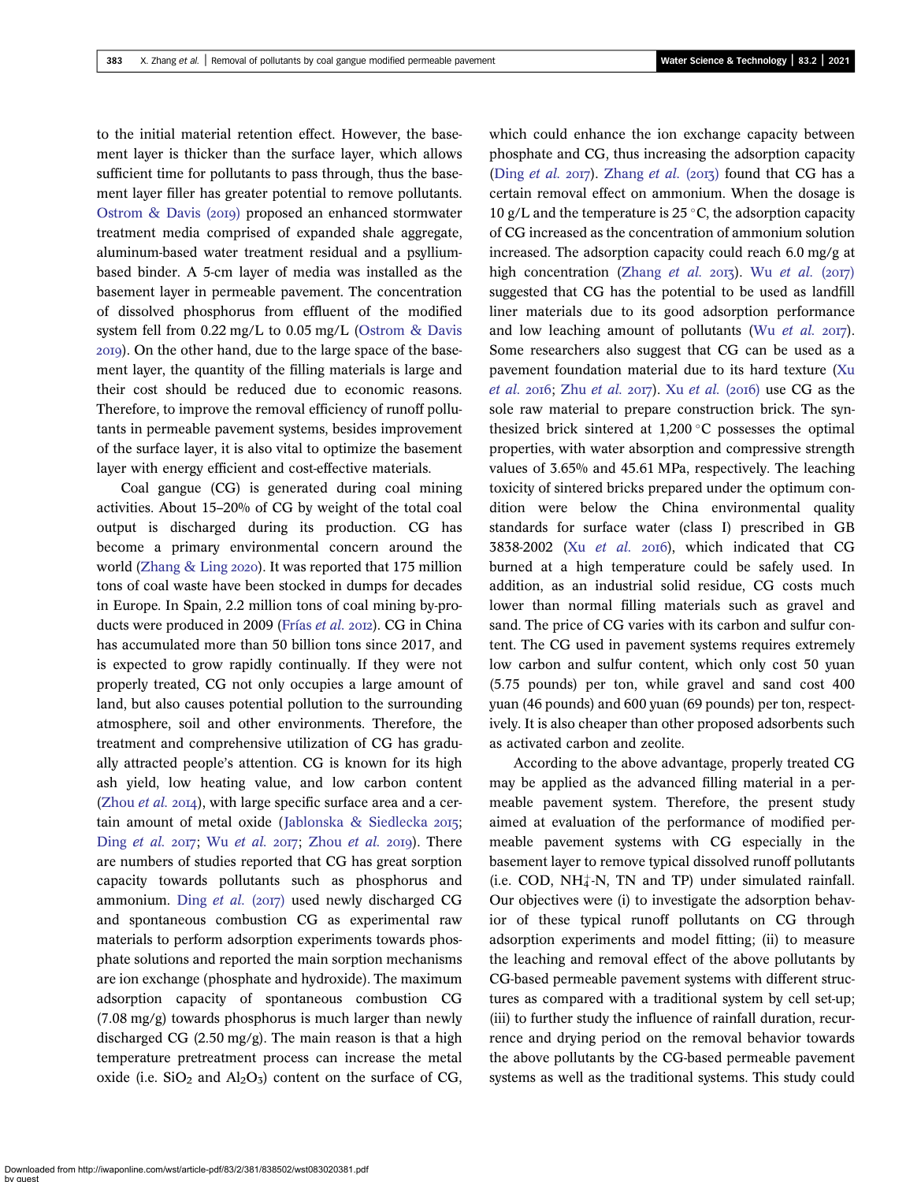to the initial material retention effect. However, the basement layer is thicker than the surface layer, which allows sufficient time for pollutants to pass through, thus the basement layer filler has greater potential to remove pollutants. Ostrom & Davis (2019) proposed an enhanced stormwater treatment media comprised of expanded shale aggregate, aluminum-based water treatment residual and a psyllium-based binder. A 5-cm layer of media was installed as the basement layer in permeable pavement. The concentration of dissolved phosphorus from effluent of the modified system fell from 0.22 mg/L to 0.05 mg/L (Ostrom & Davis 2019). On the other hand, due to the large space of the basement layer, the quantity of the filling materials is large and their cost should be reduced due to economic reasons. Therefore, to improve the removal efficiency of runoff pollutants in permeable pavement systems, besides improvement of the surface layer, it is also vital to optimize the basement layer with energy efficient and cost-effective materials.

Coal gangue (CG) is generated during coal mining activities. About 15–20% of CG by weight of the total coal output is discharged during its production. CG has become a primary environmental concern around the world (Zhang & Ling 2020). It was reported that 175 million tons of coal waste have been stocked in dumps for decades in Europe. In Spain, 2.2 million tons of coal mining by-products were produced in 2009 (Frías *et al.* 2012). CG in China has accumulated more than 50 billion tons since 2017, and is expected to grow rapidly continually. If they were not properly treated, CG not only occupies a large amount of land, but also causes potential pollution to the surrounding atmosphere, soil and other environments. Therefore, the treatment and comprehensive utilization of CG has gradually attracted people's attention. CG is known for its high ash yield, low heating value, and low carbon content (Zhou *et al.* 2014), with large specific surface area and a certain amount of metal oxide (Jablonska & Siedlecka 2015; Ding *et al.* 2017; Wu *et al.* 2017; Zhou *et al.* 2019). There are numbers of studies reported that CG has great sorption capacity towards pollutants such as phosphorus and ammonium. Ding *et al.* (2017) used newly discharged CG and spontaneous combustion CG as experimental raw materials to perform adsorption experiments towards phosphate solutions and reported the main sorption mechanisms are ion exchange (phosphate and hydroxide). The maximum adsorption capacity of spontaneous combustion CG (7.08 mg/g) towards phosphorus is much larger than newly discharged CG (2.50 mg/g). The main reason is that a high temperature pretreatment process can increase the metal oxide (i.e. $SiO_2$ and $Al_2O_3$) content on the surface of CG, which could enhance the ion exchange capacity between phosphate and CG, thus increasing the adsorption capacity (Ding *et al.* 2017). Zhang *et al.* (2013) found that CG has a certain removal effect on ammonium. When the dosage is 10 g/L and the temperature is 25 °C, the adsorption capacity of CG increased as the concentration of ammonium solution increased. The adsorption capacity could reach 6.0 mg/g at high concentration (Zhang *et al.* 2013). Wu *et al.* (2017) suggested that CG has the potential to be used as landfill liner materials due to its good adsorption performance and low leaching amount of pollutants (Wu *et al.* 2017). Some researchers also suggest that CG can be used as a pavement foundation material due to its hard texture (Xu *et al.* 2016; Zhu *et al.* 2017). Xu *et al.* (2016) use CG as the sole raw material to prepare construction brick. The synthesized brick sintered at 1,200 °C possesses the optimal properties, with water absorption and compressive strength values of 3.65% and 45.61 MPa, respectively. The leaching toxicity of sintered bricks prepared under the optimum condition were below the China environmental quality standards for surface water (class I) prescribed in GB 3838-2002 (Xu *et al.* 2016), which indicated that CG burned at a high temperature could be safely used. In addition, as an industrial solid residue, CG costs much lower than normal filling materials such as gravel and sand. The price of CG varies with its carbon and sulfur content. The CG used in pavement systems requires extremely low carbon and sulfur content, which only cost 50 yuan (5.75 pounds) per ton, while gravel and sand cost 400 yuan (46 pounds) and 600 yuan (69 pounds) per ton, respectively. It is also cheaper than other proposed adsorbents such as activated carbon and zeolite.

According to the above advantage, properly treated CG may be applied as the advanced filling material in a permeable pavement system. Therefore, the present study aimed at evaluation of the performance of modified permeable pavement systems with CG especially in the basement layer to remove typical dissolved runoff pollutants (i.e. COD, $NH_4^+$-N, TN and TP) under simulated rainfall. Our objectives were (i) to investigate the adsorption behavior of these typical runoff pollutants on CG through adsorption experiments and model fitting; (ii) to measure the leaching and removal effect of the above pollutants by CG-based permeable pavement systems with different structures as compared with a traditional system by cell set-up; (iii) to further study the influence of rainfall duration, recurrence and drying period on the removal behavior towards the above pollutants by the CG-based permeable pavement systems as well as the traditional systems. This study could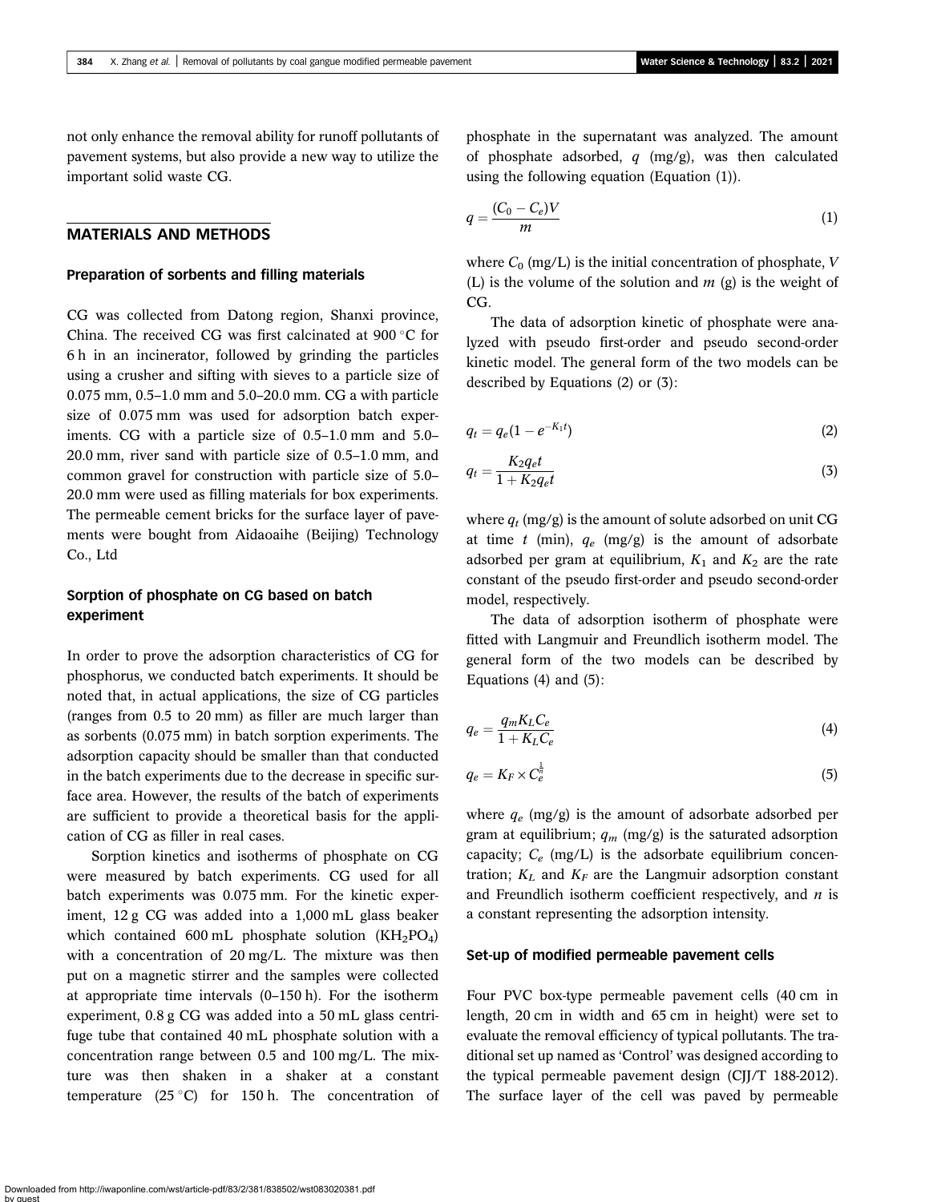not only enhance the removal ability for runoff pollutants of pavement systems, but also provide a new way to utilize the important solid waste CG.

## MATERIALS AND METHODS

### Preparation of sorbents and filling materials

CG was collected from Datong region, Shanxi province, China. The received CG was first calcinated at 900 °C for 6 h in an incinerator, followed by grinding the particles using a crusher and sifting with sieves to a particle size of 0.075 mm, 0.5–1.0 mm and 5.0–20.0 mm. CG a with particle size of 0.075 mm was used for adsorption batch experiments. CG with a particle size of 0.5–1.0 mm and 5.0–20.0 mm, river sand with particle size of 0.5–1.0 mm, and common gravel for construction with particle size of 5.0–20.0 mm were used as filling materials for box experiments. The permeable cement bricks for the surface layer of pavements were bought from Aidaoaihe (Beijing) Technology Co., Ltd

### Sorption of phosphate on CG based on batch experiment

In order to prove the adsorption characteristics of CG for phosphorus, we conducted batch experiments. It should be noted that, in actual applications, the size of CG particles (ranges from 0.5 to 20 mm) as filler are much larger than as sorbents (0.075 mm) in batch sorption experiments. The adsorption capacity should be smaller than that conducted in the batch experiments due to the decrease in specific surface area. However, the results of the batch of experiments are sufficient to provide a theoretical basis for the application of CG as filler in real cases.

Sorption kinetics and isotherms of phosphate on CG were measured by batch experiments. CG used for all batch experiments was 0.075 mm. For the kinetic experiment, 12 g CG was added into a 1,000 mL glass beaker which contained 600 mL phosphate solution ($KH_2PO_4$) with a concentration of 20 mg/L. The mixture was then put on a magnetic stirrer and the samples were collected at appropriate time intervals (0–150 h). For the isotherm experiment, 0.8 g CG was added into a 50 mL glass centrifuge tube that contained 40 mL phosphate solution with a concentration range between 0.5 and 100 mg/L. The mixture was then shaken in a shaker at a constant temperature (25 °C) for 150 h. The concentration of phosphate in the supernatant was analyzed. The amount of phosphate adsorbed, $q$ (mg/g), was then calculated using the following equation (Equation (1)).

$$q = \frac{(C_0 - C_e)V}{m} \tag{1}$$

where $C_0$ (mg/L) is the initial concentration of phosphate, $V$ (L) is the volume of the solution and $m$ (g) is the weight of CG.

The data of adsorption kinetic of phosphate were analyzed with pseudo first-order and pseudo second-order kinetic model. The general form of the two models can be described by Equations (2) or (3):

$$q_t = q_e(1 - e^{-K_1 t}) \tag{2}$$

$$q_t = \frac{K_2 q_e t}{1 + K_2 q_e t} \tag{3}$$

where $q_t$ (mg/g) is the amount of solute adsorbed on unit CG at time $t$ (min), $q_e$ (mg/g) is the amount of adsorbate adsorbed per gram at equilibrium, $K_1$ and $K_2$ are the rate constant of the pseudo first-order and pseudo second-order model, respectively.

The data of adsorption isotherm of phosphate were fitted with Langmuir and Freundlich isotherm model. The general form of the two models can be described by Equations (4) and (5):

$$q_e = \frac{q_m K_L C_e}{1 + K_L C_e} \tag{4}$$

$$q_e = K_F \times C_e^{\frac{1}{n}} \tag{5}$$

where $q_e$ (mg/g) is the amount of adsorbate adsorbed per gram at equilibrium; $q_m$ (mg/g) is the saturated adsorption capacity; $C_e$ (mg/L) is the adsorbate equilibrium concentration; $K_L$ and $K_F$ are the Langmuir adsorption constant and Freundlich isotherm coefficient respectively, and $n$ is a constant representing the adsorption intensity.

### Set-up of modified permeable pavement cells

Four PVC box-type permeable pavement cells (40 cm in length, 20 cm in width and 65 cm in height) were set to evaluate the removal efficiency of typical pollutants. The traditional set up named as 'Control' was designed according to the typical permeable pavement design (CJJ/T 188-2012). The surface layer of the cell was paved by permeable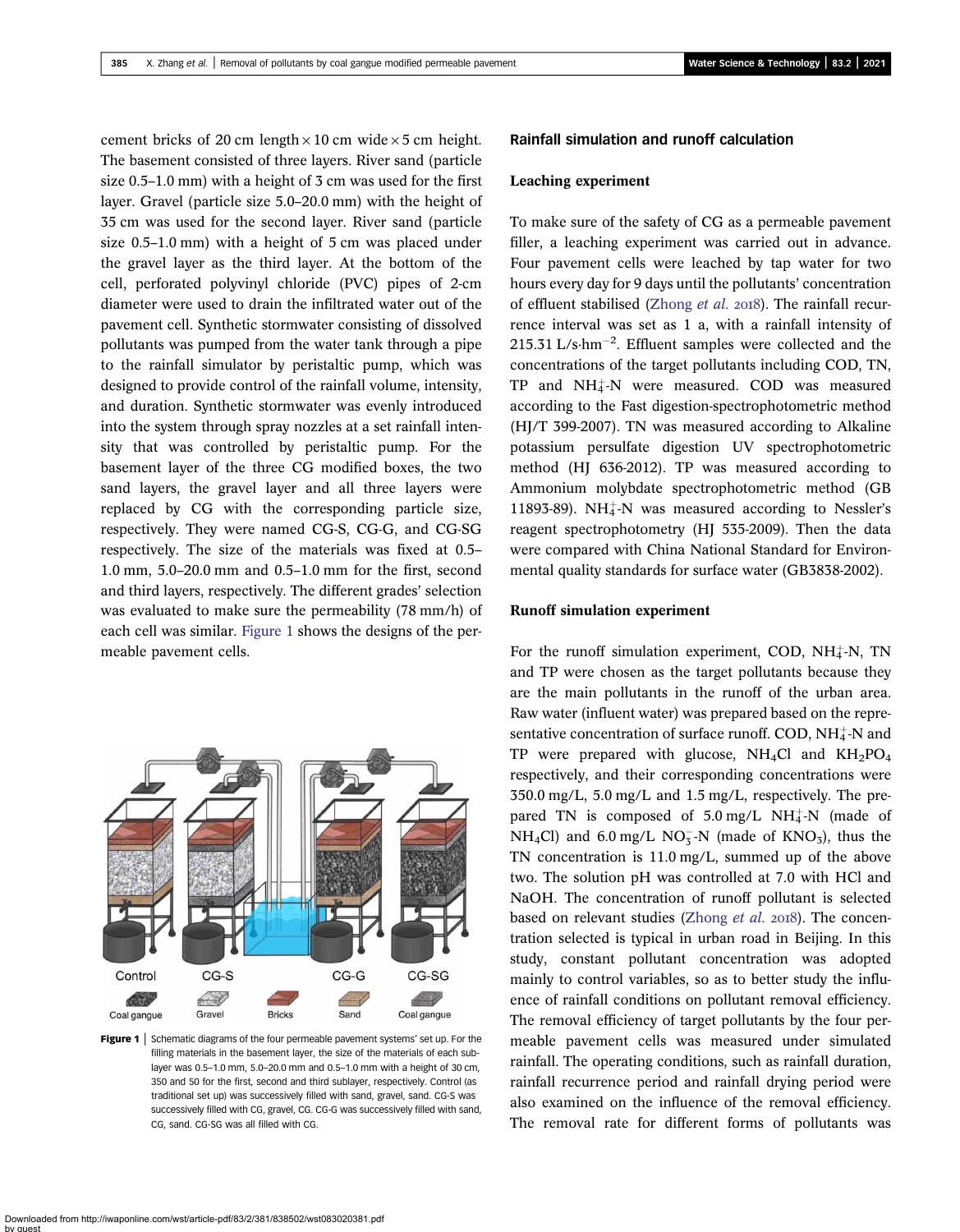cement bricks of 20 cm length × 10 cm wide × 5 cm height. The basement consisted of three layers. River sand (particle size 0.5–1.0 mm) with a height of 3 cm was used for the first layer. Gravel (particle size 5.0–20.0 mm) with the height of 35 cm was used for the second layer. River sand (particle size 0.5–1.0 mm) with a height of 5 cm was placed under the gravel layer as the third layer. At the bottom of the cell, perforated polyvinyl chloride (PVC) pipes of 2-cm diameter were used to drain the infiltrated water out of the pavement cell. Synthetic stormwater consisting of dissolved pollutants was pumped from the water tank through a pipe to the rainfall simulator by peristaltic pump, which was designed to provide control of the rainfall volume, intensity, and duration. Synthetic stormwater was evenly introduced into the system through spray nozzles at a set rainfall intensity that was controlled by peristaltic pump. For the basement layer of the three CG modified boxes, the two sand layers, the gravel layer and all three layers were replaced by CG with the corresponding particle size, respectively. They were named CG-S, CG-G, and CG-SG respectively. The size of the materials was fixed at 0.5–1.0 mm, 5.0–20.0 mm and 0.5–1.0 mm for the first, second and third layers, respectively. The different grades' selection was evaluated to make sure the permeability (78 mm/h) of each cell was similar. Figure 1 shows the designs of the permeable pavement cells.

Control CG-S CG-G CG-SG

Coal gangue Gravel Bricks Sand Coal gangue

**Figure 1** | Schematic diagrams of the four permeable pavement systems' set up. For the filling materials in the basement layer, the size of the materials of each sub-layer was 0.5–1.0 mm, 5.0–20.0 mm and 0.5–1.0 mm with a height of 30 cm, 350 and 50 for the first, second and third sublayer, respectively. Control (as traditional set up) was successively filled with sand, gravel, sand. CG-S was successively filled with CG, gravel, CG. CG-G was successively filled with sand, CG, sand. CG-SG was all filled with CG.

## Rainfall simulation and runoff calculation

### Leaching experiment

To make sure of the safety of CG as a permeable pavement filler, a leaching experiment was carried out in advance. Four pavement cells were leached by tap water for two hours every day for 9 days until the pollutants' concentration of effluent stabilised (Zhong *et al.* 2018). The rainfall recurrence interval was set as 1 a, with a rainfall intensity of 215.31 $L/s \cdot hm^{-2}$. Effluent samples were collected and the concentrations of the target pollutants including COD, TN, TP and $NH_4^+$-N were measured. COD was measured according to the Fast digestion-spectrophotometric method (HJ/T 399-2007). TN was measured according to Alkaline potassium persulfate digestion UV spectrophotometric method (HJ 636-2012). TP was measured according to Ammonium molybdate spectrophotometric method (GB 11893-89). $NH_4^+$-N was measured according to Nessler's reagent spectrophotometry (HJ 535-2009). Then the data were compared with China National Standard for Environmental quality standards for surface water (GB3838-2002).

### Runoff simulation experiment

For the runoff simulation experiment, COD, $NH_4^+$-N, TN and TP were chosen as the target pollutants because they are the main pollutants in the runoff of the urban area. Raw water (influent water) was prepared based on the representative concentration of surface runoff. COD, $NH_4^+$-N and TP were prepared with glucose, $NH_4Cl$ and $KH_2PO_4$ respectively, and their corresponding concentrations were 350.0 mg/L, 5.0 mg/L and 1.5 mg/L, respectively. The prepared TN is composed of 5.0 mg/L $NH_4^+$-N (made of $NH_4Cl$) and 6.0 mg/L $NO_3^-$-N (made of $KNO_3$), thus the TN concentration is 11.0 mg/L, summed up of the above two. The solution pH was controlled at 7.0 with HCl and NaOH. The concentration of runoff pollutant is selected based on relevant studies (Zhong *et al.* 2018). The concentration selected is typical in urban road in Beijing. In this study, constant pollutant concentration was adopted mainly to control variables, so as to better study the influence of rainfall conditions on pollutant removal efficiency. The removal efficiency of target pollutants by the four permeable pavement cells was measured under simulated rainfall. The operating conditions, such as rainfall duration, rainfall recurrence period and rainfall drying period were also examined on the influence of the removal efficiency. The removal rate for different forms of pollutants was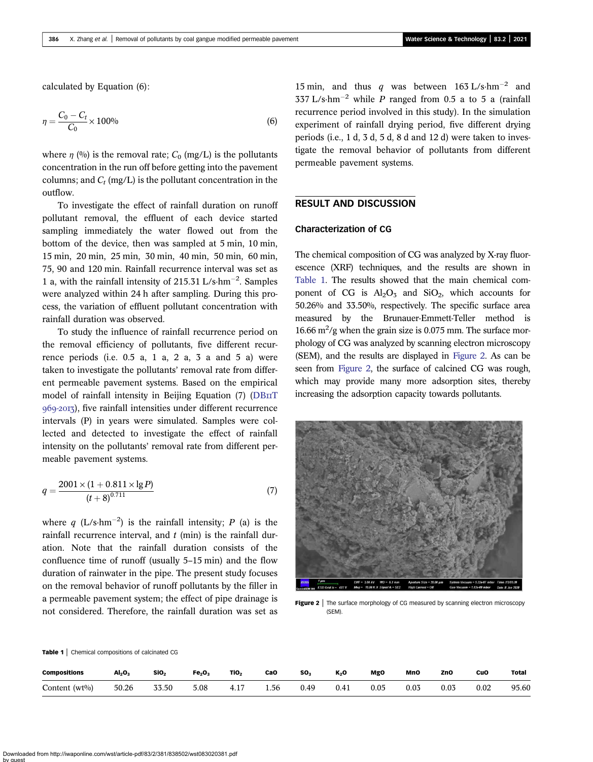calculated by Equation (6):

$$\eta = \frac{C_0 - C_t}{C_0} \times 100\% \tag{6}$$

where $\eta$ (%) is the removal rate; $C_0$ (mg/L) is the pollutants concentration in the run off before getting into the pavement columns; and $C_t$ (mg/L) is the pollutant concentration in the outflow.

To investigate the effect of rainfall duration on runoff pollutant removal, the effluent of each device started sampling immediately the water flowed out from the bottom of the device, then was sampled at 5 min, 10 min, 15 min, 20 min, 25 min, 30 min, 40 min, 50 min, 60 min, 75, 90 and 120 min. Rainfall recurrence interval was set as 1 a, with the rainfall intensity of 215.31 L/s·hm$^{-2}$. Samples were analyzed within 24 h after sampling. During this process, the variation of effluent pollutant concentration with rainfall duration was observed.

To study the influence of rainfall recurrence period on the removal efficiency of pollutants, five different recurrence periods (i.e. 0.5 a, 1 a, 2 a, 3 a and 5 a) were taken to investigate the pollutants' removal rate from different permeable pavement systems. Based on the empirical model of rainfall intensity in Beijing Equation (7) (DB11T 969-2013), five rainfall intensities under different recurrence intervals (P) in years were simulated. Samples were collected and detected to investigate the effect of rainfall intensity on the pollutants' removal rate from different permeable pavement systems.

$$q = \frac{2001 \times (1 + 0.811 \times \lg P)}{(t + 8)^{0.711}} \tag{7}$$

where $q$ (L/s·hm$^{-2}$) is the rainfall intensity; $P$ (a) is the rainfall recurrence interval, and $t$ (min) is the rainfall duration. Note that the rainfall duration consists of the confluence time of runoff (usually 5–15 min) and the flow duration of rainwater in the pipe. The present study focuses on the removal behavior of runoff pollutants by the filler in a permeable pavement system; the effect of pipe drainage is not considered. Therefore, the rainfall duration was set as 15 min, and thus $q$ was between 163 L/s·hm$^{-2}$ and 337 L/s·hm$^{-2}$ while $P$ ranged from 0.5 a to 5 a (rainfall recurrence period involved in this study). In the simulation experiment of rainfall drying period, five different drying periods (i.e., 1 d, 3 d, 5 d, 8 d and 12 d) were taken to investigate the removal behavior of pollutants from different permeable pavement systems.

## RESULT AND DISCUSSION

### Characterization of CG

The chemical composition of CG was analyzed by X-ray fluorescence (XRF) techniques, and the results are shown in Table 1. The results showed that the main chemical component of CG is $Al_2O_3$ and $SiO_2$, which accounts for 50.26% and 33.50%, respectively. The specific surface area measured by the Brunauer-Emmett-Teller method is 16.66 m$^2$/g when the grain size is 0.075 mm. The surface morphology of CG was analyzed by scanning electron microscopy (SEM), and the results are displayed in Figure 2. As can be seen from Figure 2, the surface of calcined CG was rough, which may provide many more adsorption sites, thereby increasing the adsorption capacity towards pollutants.

**Figure 2** | The surface morphology of CG measured by scanning electron microscopy (SEM).

**Table 1** | Chemical compositions of calcinated CG

| Compositions | $Al_2O_3$ | $SiO_2$ | $Fe_2O_3$ | $TiO_2$ | CaO | $SO_3$ | $K_2O$ | MgO | MnO | ZnO | CuO | Total |
|---|---|---|---|---|---|---|---|---|---|---|---|---|
| Content (wt%) | 50.26 | 33.50 | 5.08 | 4.17 | 1.56 | 0.49 | 0.41 | 0.05 | 0.03 | 0.03 | 0.02 | 95.60 |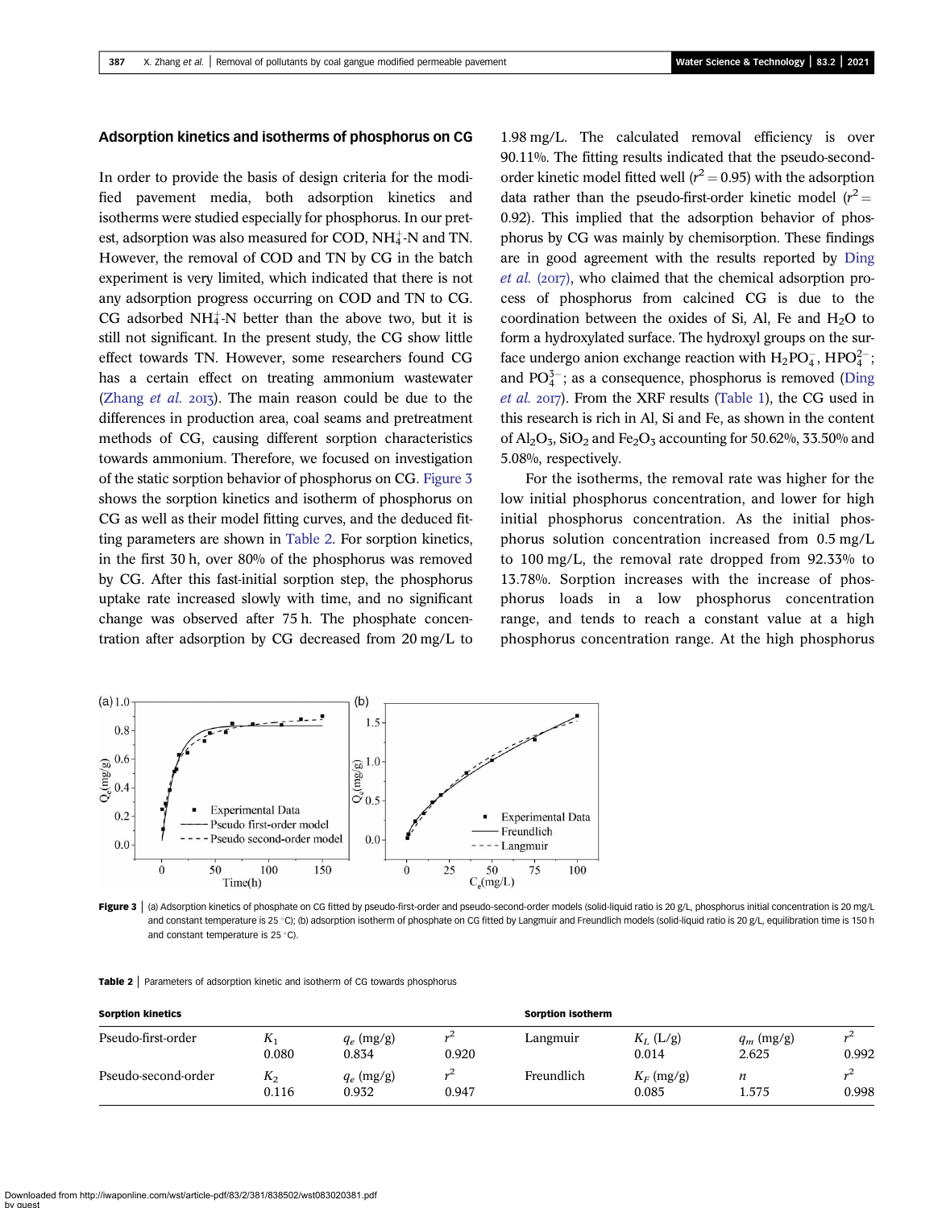### Adsorption kinetics and isotherms of phosphorus on CG

In order to provide the basis of design criteria for the modified pavement media, both adsorption kinetics and isotherms were studied especially for phosphorus. In our pretest, adsorption was also measured for COD, $NH_4^+$-N and TN. However, the removal of COD and TN by CG in the batch experiment is very limited, which indicated that there is not any adsorption progress occurring on COD and TN to CG. CG adsorbed $NH_4^+$-N better than the above two, but it is still not significant. In the present study, the CG show little effect towards TN. However, some researchers found CG has a certain effect on treating ammonium wastewater (Zhang *et al.* 2013). The main reason could be due to the differences in production area, coal seams and pretreatment methods of CG, causing different sorption characteristics towards ammonium. Therefore, we focused on investigation of the static sorption behavior of phosphorus on CG. Figure 3 shows the sorption kinetics and isotherm of phosphorus on CG as well as their model fitting curves, and the deduced fitting parameters are shown in Table 2. For sorption kinetics, in the first 30 h, over 80% of the phosphorus was removed by CG. After this fast-initial sorption step, the phosphorus uptake rate increased slowly with time, and no significant change was observed after 75 h. The phosphate concentration after adsorption by CG decreased from 20 mg/L to 1.98 mg/L. The calculated removal efficiency is over 90.11%. The fitting results indicated that the pseudo-second-order kinetic model fitted well ($r^2 = 0.95$) with the adsorption data rather than the pseudo-first-order kinetic model ($r^2 = 0.92$). This implied that the adsorption behavior of phosphorus by CG was mainly by chemisorption. These findings are in good agreement with the results reported by Ding *et al.* (2017), who claimed that the chemical adsorption process of phosphorus from calcined CG is due to the coordination between the oxides of Si, Al, Fe and $H_2O$ to form a hydroxylated surface. The hydroxyl groups on the surface undergo anion exchange reaction with $H_2PO_4^-$, $HPO_4^{2-}$; and $PO_4^{3-}$; as a consequence, phosphorus is removed (Ding *et al.* 2017). From the XRF results (Table 1), the CG used in this research is rich in Al, Si and Fe, as shown in the content of $Al_2O_3$, $SiO_2$ and $Fe_2O_3$ accounting for 50.62%, 33.50% and 5.08%, respectively.

For the isotherms, the removal rate was higher for the low initial phosphorus concentration, and lower for high initial phosphorus concentration. As the initial phosphorus solution concentration increased from 0.5 mg/L to 100 mg/L, the removal rate dropped from 92.33% to 13.78%. Sorption increases with the increase of phosphorus loads in a low phosphorus concentration range, and tends to reach a constant value at a high phosphorus concentration range. At the high phosphorus

**Figure 3** | (a) Adsorption kinetics of phosphate on CG fitted by pseudo-first-order and pseudo-second-order models (solid-liquid ratio is 20 g/L, phosphorus initial concentration is 20 mg/L and constant temperature is 25 °C); (b) adsorption isotherm of phosphate on CG fitted by Langmuir and Freundlich models (solid-liquid ratio is 20 g/L, equilibration time is 150 h and constant temperature is 25 °C).

**Table 2** | Parameters of adsorption kinetic and isotherm of CG towards phosphorus

| Sorption kinetics | | | | Sorption isotherm | | | |
|---|---|---|---|---|---|---|---|
| Pseudo-first-order | $K_1$ 0.080 | $q_e$ (mg/g) 0.834 | $r^2$ 0.920 | Langmuir | $K_L$ (L/g) 0.014 | $q_m$ (mg/g) 2.625 | $r^2$ 0.992 |
| Pseudo-second-order | $K_2$ 0.116 | $q_e$ (mg/g) 0.932 | $r^2$ 0.947 | Freundlich | $K_F$ (mg/g) 0.085 | $n$ 1.575 | $r^2$ 0.998 |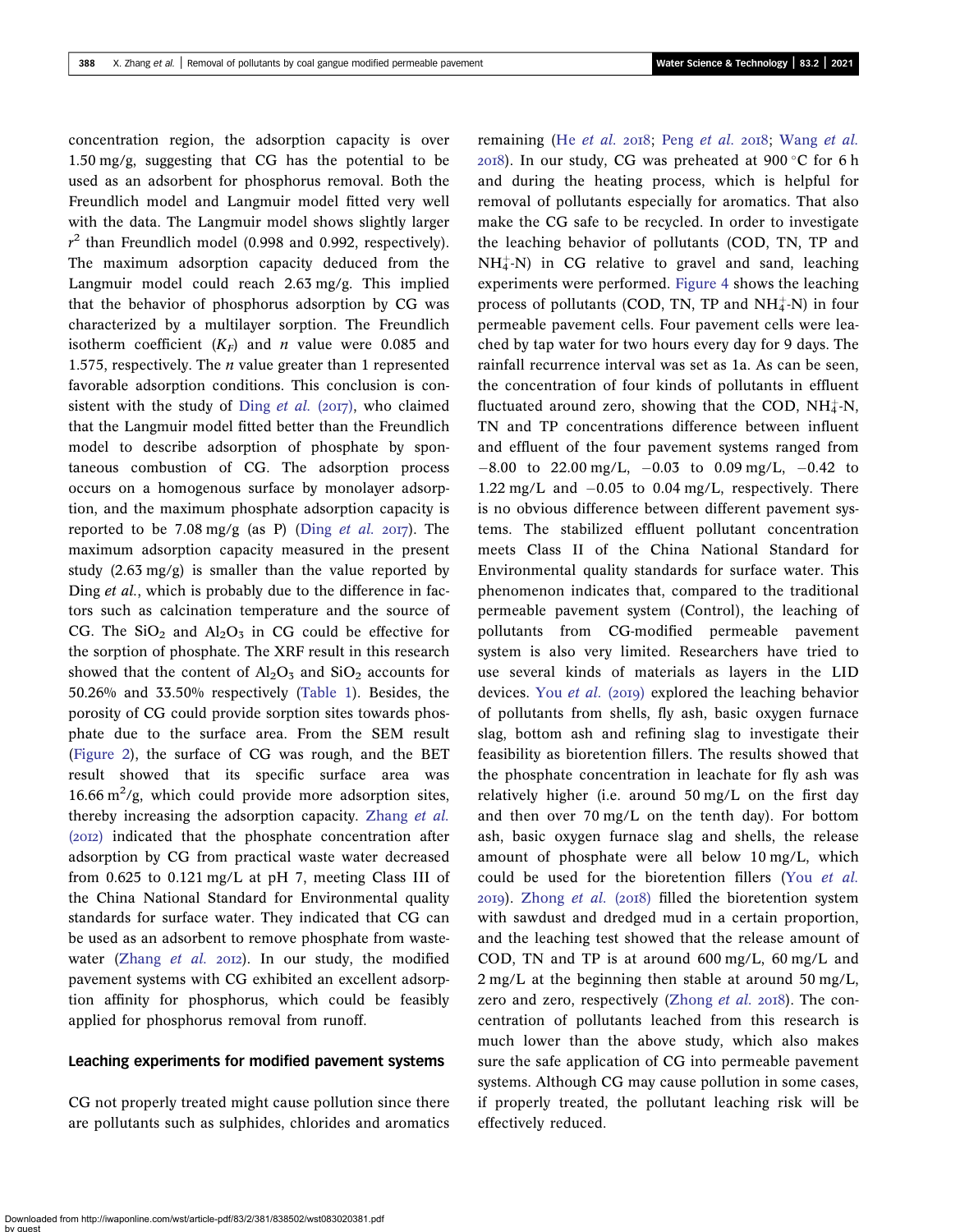concentration region, the adsorption capacity is over 1.50 mg/g, suggesting that CG has the potential to be used as an adsorbent for phosphorus removal. Both the Freundlich model and Langmuir model fitted very well with the data. The Langmuir model shows slightly larger $r^2$ than Freundlich model (0.998 and 0.992, respectively). The maximum adsorption capacity deduced from the Langmuir model could reach 2.63 mg/g. This implied that the behavior of phosphorus adsorption by CG was characterized by a multilayer sorption. The Freundlich isotherm coefficient ($K_F$) and $n$ value were 0.085 and 1.575, respectively. The $n$ value greater than 1 represented favorable adsorption conditions. This conclusion is consistent with the study of Ding *et al.* (2017), who claimed that the Langmuir model fitted better than the Freundlich model to describe adsorption of phosphate by spontaneous combustion of CG. The adsorption process occurs on a homogenous surface by monolayer adsorption, and the maximum phosphate adsorption capacity is reported to be 7.08 mg/g (as P) (Ding *et al.* 2017). The maximum adsorption capacity measured in the present study (2.63 mg/g) is smaller than the value reported by Ding *et al.*, which is probably due to the difference in factors such as calcination temperature and the source of CG. The $SiO_2$ and $Al_2O_3$ in CG could be effective for the sorption of phosphate. The XRF result in this research showed that the content of $Al_2O_3$ and $SiO_2$ accounts for 50.26% and 33.50% respectively (Table 1). Besides, the porosity of CG could provide sorption sites towards phosphate due to the surface area. From the SEM result (Figure 2), the surface of CG was rough, and the BET result showed that its specific surface area was 16.66 $m^2$/g, which could provide more adsorption sites, thereby increasing the adsorption capacity. Zhang *et al.* (2012) indicated that the phosphate concentration after adsorption by CG from practical waste water decreased from 0.625 to 0.121 mg/L at pH 7, meeting Class III of the China National Standard for Environmental quality standards for surface water. They indicated that CG can be used as an adsorbent to remove phosphate from wastewater (Zhang *et al.* 2012). In our study, the modified pavement systems with CG exhibited an excellent adsorption affinity for phosphorus, which could be feasibly applied for phosphorus removal from runoff.

### Leaching experiments for modified pavement systems

CG not properly treated might cause pollution since there are pollutants such as sulphides, chlorides and aromatics remaining (He *et al.* 2018; Peng *et al.* 2018; Wang *et al.* 2018). In our study, CG was preheated at 900 °C for 6 h and during the heating process, which is helpful for removal of pollutants especially for aromatics. That also make the CG safe to be recycled. In order to investigate the leaching behavior of pollutants (COD, TN, TP and $NH_4^+$-N) in CG relative to gravel and sand, leaching experiments were performed. Figure 4 shows the leaching process of pollutants (COD, TN, TP and $NH_4^+$-N) in four permeable pavement cells. Four pavement cells were leached by tap water for two hours every day for 9 days. The rainfall recurrence interval was set as 1a. As can be seen, the concentration of four kinds of pollutants in effluent fluctuated around zero, showing that the COD, $NH_4^+$-N, TN and TP concentrations difference between influent and effluent of the four pavement systems ranged from −8.00 to 22.00 mg/L, −0.03 to 0.09 mg/L, −0.42 to 1.22 mg/L and −0.05 to 0.04 mg/L, respectively. There is no obvious difference between different pavement systems. The stabilized effluent pollutant concentration meets Class II of the China National Standard for Environmental quality standards for surface water. This phenomenon indicates that, compared to the traditional permeable pavement system (Control), the leaching of pollutants from CG-modified permeable pavement system is also very limited. Researchers have tried to use several kinds of materials as layers in the LID devices. You *et al.* (2019) explored the leaching behavior of pollutants from shells, fly ash, basic oxygen furnace slag, bottom ash and refining slag to investigate their feasibility as bioretention fillers. The results showed that the phosphate concentration in leachate for fly ash was relatively higher (i.e. around 50 mg/L on the first day and then over 70 mg/L on the tenth day). For bottom ash, basic oxygen furnace slag and shells, the release amount of phosphate were all below 10 mg/L, which could be used for the bioretention fillers (You *et al.* 2019). Zhong *et al.* (2018) filled the bioretention system with sawdust and dredged mud in a certain proportion, and the leaching test showed that the release amount of COD, TN and TP is at around 600 mg/L, 60 mg/L and 2 mg/L at the beginning then stable at around 50 mg/L, zero and zero, respectively (Zhong *et al.* 2018). The concentration of pollutants leached from this research is much lower than the above study, which also makes sure the safe application of CG into permeable pavement systems. Although CG may cause pollution in some cases, if properly treated, the pollutant leaching risk will be effectively reduced.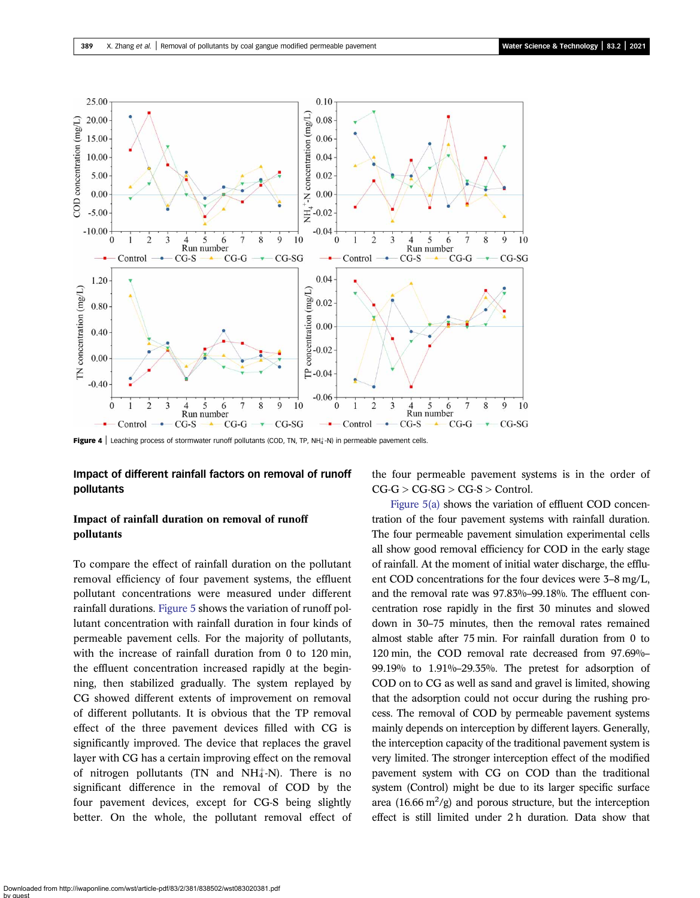**Figure 4** | Leaching process of stormwater runoff pollutants (COD, TN, TP, $NH_4^+$-N) in permeable pavement cells.

## Impact of different rainfall factors on removal of runoff pollutants

### Impact of rainfall duration on removal of runoff pollutants

To compare the effect of rainfall duration on the pollutant removal efficiency of four pavement systems, the effluent pollutant concentrations were measured under different rainfall durations. Figure 5 shows the variation of runoff pollutant concentration with rainfall duration in four kinds of permeable pavement cells. For the majority of pollutants, with the increase of rainfall duration from 0 to 120 min, the effluent concentration increased rapidly at the beginning, then stabilized gradually. The system replayed by CG showed different extents of improvement on removal of different pollutants. It is obvious that the TP removal effect of the three pavement devices filled with CG is significantly improved. The device that replaces the gravel layer with CG has a certain improving effect on the removal of nitrogen pollutants (TN and $NH_4^+$-N). There is no significant difference in the removal of COD by the four pavement devices, except for CG-S being slightly better. On the whole, the pollutant removal effect of the four permeable pavement systems is in the order of CG-G > CG-SG > CG-S > Control.

Figure 5(a) shows the variation of effluent COD concentration of the four pavement systems with rainfall duration. The four permeable pavement simulation experimental cells all show good removal efficiency for COD in the early stage of rainfall. At the moment of initial water discharge, the effluent COD concentrations for the four devices were 3–8 mg/L, and the removal rate was 97.83%–99.18%. The effluent concentration rose rapidly in the first 30 minutes and slowed down in 30–75 minutes, then the removal rates remained almost stable after 75 min. For rainfall duration from 0 to 120 min, the COD removal rate decreased from 97.69%–99.19% to 1.91%–29.35%. The pretest for adsorption of COD on to CG as well as sand and gravel is limited, showing that the adsorption could not occur during the rushing process. The removal of COD by permeable pavement systems mainly depends on interception by different layers. Generally, the interception capacity of the traditional pavement system is very limited. The stronger interception effect of the modified pavement system with CG on COD than the traditional system (Control) might be due to its larger specific surface area (16.66 $m^2/g$) and porous structure, but the interception effect is still limited under 2 h duration. Data show that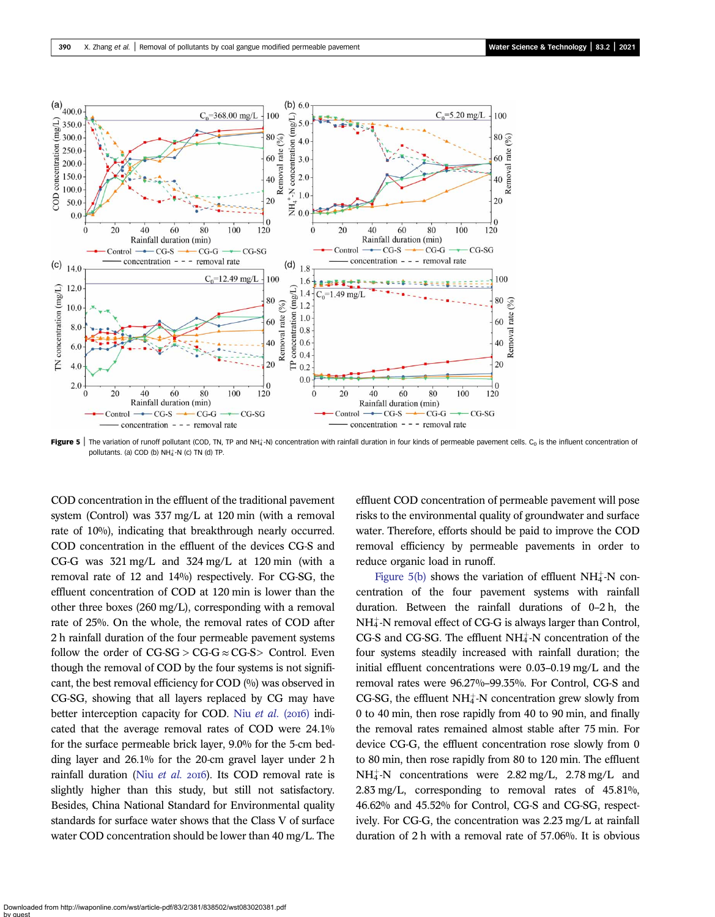**Figure 5** | The variation of runoff pollutant (COD, TN, TP and $NH_4^+$-N) concentration with rainfall duration in four kinds of permeable pavement cells. $C_0$ is the influent concentration of pollutants. (a) COD (b) $NH_4^+$-N (c) TN (d) TP.

COD concentration in the effluent of the traditional pavement system (Control) was 337 mg/L at 120 min (with a removal rate of 10%), indicating that breakthrough nearly occurred. COD concentration in the effluent of the devices CG-S and CG-G was 321 mg/L and 324 mg/L at 120 min (with a removal rate of 12 and 14%) respectively. For CG-SG, the effluent concentration of COD at 120 min is lower than the other three boxes (260 mg/L), corresponding with a removal rate of 25%. On the whole, the removal rates of COD after 2 h rainfall duration of the four permeable pavement systems follow the order of CG-SG > CG-G ≈ CG-S> Control. Even though the removal of COD by the four systems is not significant, the best removal efficiency for COD (%) was observed in CG-SG, showing that all layers replaced by CG may have better interception capacity for COD. Niu *et al.* (2016) indicated that the average removal rates of COD were 24.1% for the surface permeable brick layer, 9.0% for the 5-cm bedding layer and 26.1% for the 20-cm gravel layer under 2 h rainfall duration (Niu *et al.* 2016). Its COD removal rate is slightly higher than this study, but still not satisfactory. Besides, China National Standard for Environmental quality standards for surface water shows that the Class V of surface water COD concentration should be lower than 40 mg/L. The effluent COD concentration of permeable pavement will pose risks to the environmental quality of groundwater and surface water. Therefore, efforts should be paid to improve the COD removal efficiency by permeable pavements in order to reduce organic load in runoff.

Figure 5(b) shows the variation of effluent $NH_4^+$-N concentration of the four pavement systems with rainfall duration. Between the rainfall durations of 0–2 h, the $NH_4^+$-N removal effect of CG-G is always larger than Control, CG-S and CG-SG. The effluent $NH_4^+$-N concentration of the four systems steadily increased with rainfall duration; the initial effluent concentrations were 0.03–0.19 mg/L and the removal rates were 96.27%–99.35%. For Control, CG-S and CG-SG, the effluent $NH_4^+$-N concentration grew slowly from 0 to 40 min, then rose rapidly from 40 to 90 min, and finally the removal rates remained almost stable after 75 min. For device CG-G, the effluent concentration rose slowly from 0 to 80 min, then rose rapidly from 80 to 120 min. The effluent $NH_4^+$-N concentrations were 2.82 mg/L, 2.78 mg/L and 2.83 mg/L, corresponding to removal rates of 45.81%, 46.62% and 45.52% for Control, CG-S and CG-SG, respectively. For CG-G, the concentration was 2.23 mg/L at rainfall duration of 2 h with a removal rate of 57.06%. It is obvious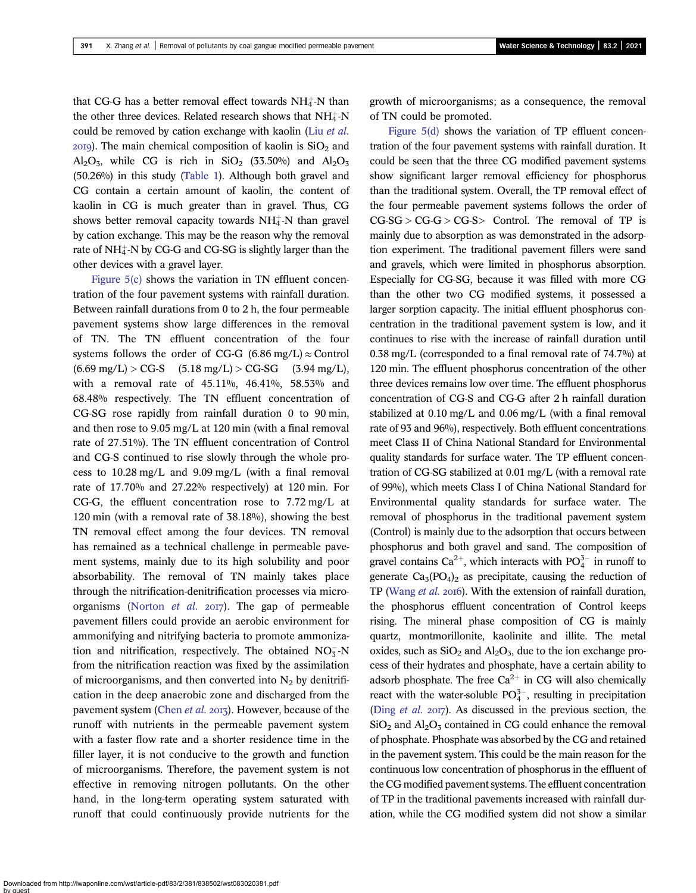that CG-G has a better removal effect towards $NH_4^+$-N than the other three devices. Related research shows that $NH_4^+$-N could be removed by cation exchange with kaolin (Liu *et al.* 2019). The main chemical composition of kaolin is $SiO_2$ and $Al_2O_3$, while CG is rich in $SiO_2$ (33.50%) and $Al_2O_3$ (50.26%) in this study (Table 1). Although both gravel and CG contain a certain amount of kaolin, the content of kaolin in CG is much greater than in gravel. Thus, CG shows better removal capacity towards $NH_4^+$-N than gravel by cation exchange. This may be the reason why the removal rate of $NH_4^+$-N by CG-G and CG-SG is slightly larger than the other devices with a gravel layer.

Figure 5(c) shows the variation in TN effluent concentration of the four pavement systems with rainfall duration. Between rainfall durations from 0 to 2 h, the four permeable pavement systems show large differences in the removal of TN. The TN effluent concentration of the four systems follows the order of CG-G (6.86 mg/L) ≈ Control (6.69 mg/L) > CG-S (5.18 mg/L) > CG-SG (3.94 mg/L), with a removal rate of 45.11%, 46.41%, 58.53% and 68.48% respectively. The TN effluent concentration of CG-SG rose rapidly from rainfall duration 0 to 90 min, and then rose to 9.05 mg/L at 120 min (with a final removal rate of 27.51%). The TN effluent concentration of Control and CG-S continued to rise slowly through the whole process to 10.28 mg/L and 9.09 mg/L (with a final removal rate of 17.70% and 27.22% respectively) at 120 min. For CG-G, the effluent concentration rose to 7.72 mg/L at 120 min (with a removal rate of 38.18%), showing the best TN removal effect among the four devices. TN removal has remained as a technical challenge in permeable pavement systems, mainly due to its high solubility and poor absorbability. The removal of TN mainly takes place through the nitrification-denitrification processes via microorganisms (Norton *et al.* 2017). The gap of permeable pavement fillers could provide an aerobic environment for ammonifying and nitrifying bacteria to promote ammonization and nitrification, respectively. The obtained $NO_3^-$-N from the nitrification reaction was fixed by the assimilation of microorganisms, and then converted into $N_2$ by denitrification in the deep anaerobic zone and discharged from the pavement system (Chen *et al.* 2013). However, because of the runoff with nutrients in the permeable pavement system with a faster flow rate and a shorter residence time in the filler layer, it is not conducive to the growth and function of microorganisms. Therefore, the pavement system is not effective in removing nitrogen pollutants. On the other hand, in the long-term operating system saturated with runoff that could continuously provide nutrients for the growth of microorganisms; as a consequence, the removal of TN could be promoted.

Figure 5(d) shows the variation of TP effluent concentration of the four pavement systems with rainfall duration. It could be seen that the three CG modified pavement systems show significant larger removal efficiency for phosphorus than the traditional system. Overall, the TP removal effect of the four permeable pavement systems follows the order of CG-SG > CG-G > CG-S> Control. The removal of TP is mainly due to absorption as was demonstrated in the adsorption experiment. The traditional pavement fillers were sand and gravels, which were limited in phosphorus absorption. Especially for CG-SG, because it was filled with more CG than the other two CG modified systems, it possessed a larger sorption capacity. The initial effluent phosphorus concentration in the traditional pavement system is low, and it continues to rise with the increase of rainfall duration until 0.38 mg/L (corresponded to a final removal rate of 74.7%) at 120 min. The effluent phosphorus concentration of the other three devices remains low over time. The effluent phosphorus concentration of CG-S and CG-G after 2 h rainfall duration stabilized at 0.10 mg/L and 0.06 mg/L (with a final removal rate of 93 and 96%), respectively. Both effluent concentrations meet Class II of China National Standard for Environmental quality standards for surface water. The TP effluent concentration of CG-SG stabilized at 0.01 mg/L (with a removal rate of 99%), which meets Class I of China National Standard for Environmental quality standards for surface water. The removal of phosphorus in the traditional pavement system (Control) is mainly due to the adsorption that occurs between phosphorus and both gravel and sand. The composition of gravel contains $Ca^{2+}$, which interacts with $PO_4^{3-}$ in runoff to generate $Ca_3(PO_4)_2$ as precipitate, causing the reduction of TP (Wang *et al.* 2016). With the extension of rainfall duration, the phosphorus effluent concentration of Control keeps rising. The mineral phase composition of CG is mainly quartz, montmorillonite, kaolinite and illite. The metal oxides, such as $SiO_2$ and $Al_2O_3$, due to the ion exchange process of their hydrates and phosphate, have a certain ability to adsorb phosphate. The free $Ca^{2+}$ in CG will also chemically react with the water-soluble $PO_4^{3-}$, resulting in precipitation (Ding *et al.* 2017). As discussed in the previous section, the $SiO_2$ and $Al_2O_3$ contained in CG could enhance the removal of phosphate. Phosphate was absorbed by the CG and retained in the pavement system. This could be the main reason for the continuous low concentration of phosphorus in the effluent of the CG modified pavement systems. The effluent concentration of TP in the traditional pavements increased with rainfall duration, while the CG modified system did not show a similar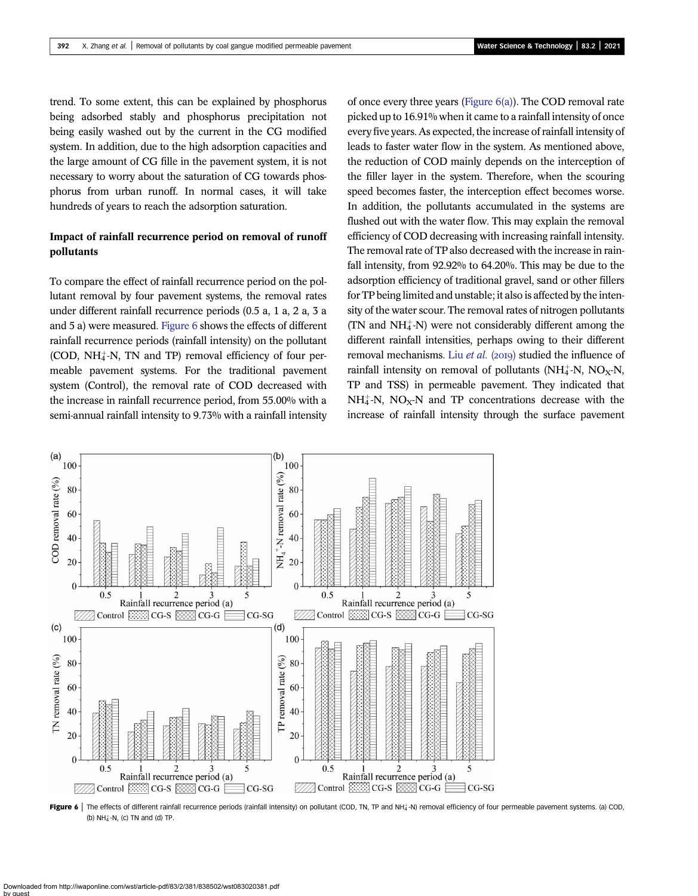trend. To some extent, this can be explained by phosphorus being adsorbed stably and phosphorus precipitation not being easily washed out by the current in the CG modified system. In addition, due to the high adsorption capacities and the large amount of CG fille in the pavement system, it is not necessary to worry about the saturation of CG towards phosphorus from urban runoff. In normal cases, it will take hundreds of years to reach the adsorption saturation.

## Impact of rainfall recurrence period on removal of runoff pollutants

To compare the effect of rainfall recurrence period on the pollutant removal by four pavement systems, the removal rates under different rainfall recurrence periods (0.5 a, 1 a, 2 a, 3 a and 5 a) were measured. Figure 6 shows the effects of different rainfall recurrence periods (rainfall intensity) on the pollutant (COD, $NH_4^+$-N, TN and TP) removal efficiency of four permeable pavement systems. For the traditional pavement system (Control), the removal rate of COD decreased with the increase in rainfall recurrence period, from 55.00% with a semi-annual rainfall intensity to 9.73% with a rainfall intensity of once every three years (Figure 6(a)). The COD removal rate picked up to 16.91% when it came to a rainfall intensity of once every five years. As expected, the increase of rainfall intensity of leads to faster water flow in the system. As mentioned above, the reduction of COD mainly depends on the interception of the filler layer in the system. Therefore, when the scouring speed becomes faster, the interception effect becomes worse. In addition, the pollutants accumulated in the systems are flushed out with the water flow. This may explain the removal efficiency of COD decreasing with increasing rainfall intensity. The removal rate of TP also decreased with the increase in rainfall intensity, from 92.92% to 64.20%. This may be due to the adsorption efficiency of traditional gravel, sand or other fillers for TP being limited and unstable; it also is affected by the intensity of the water scour. The removal rates of nitrogen pollutants (TN and $NH_4^+$-N) were not considerably different among the different rainfall intensities, perhaps owing to their different removal mechanisms. Liu *et al.* (2019) studied the influence of rainfall intensity on removal of pollutants ($NH_4^+$-N, $NO_X$-N, TP and TSS) in permeable pavement. They indicated that $NH_4^+$-N, $NO_X$-N and TP concentrations decrease with the increase of rainfall intensity through the surface pavement

**Figure 6** | The effects of different rainfall recurrence periods (rainfall intensity) on pollutant (COD, TN, TP and $NH_4^+$-N) removal efficiency of four permeable pavement systems. (a) COD, (b) $NH_4^+$-N, (c) TN and (d) TP.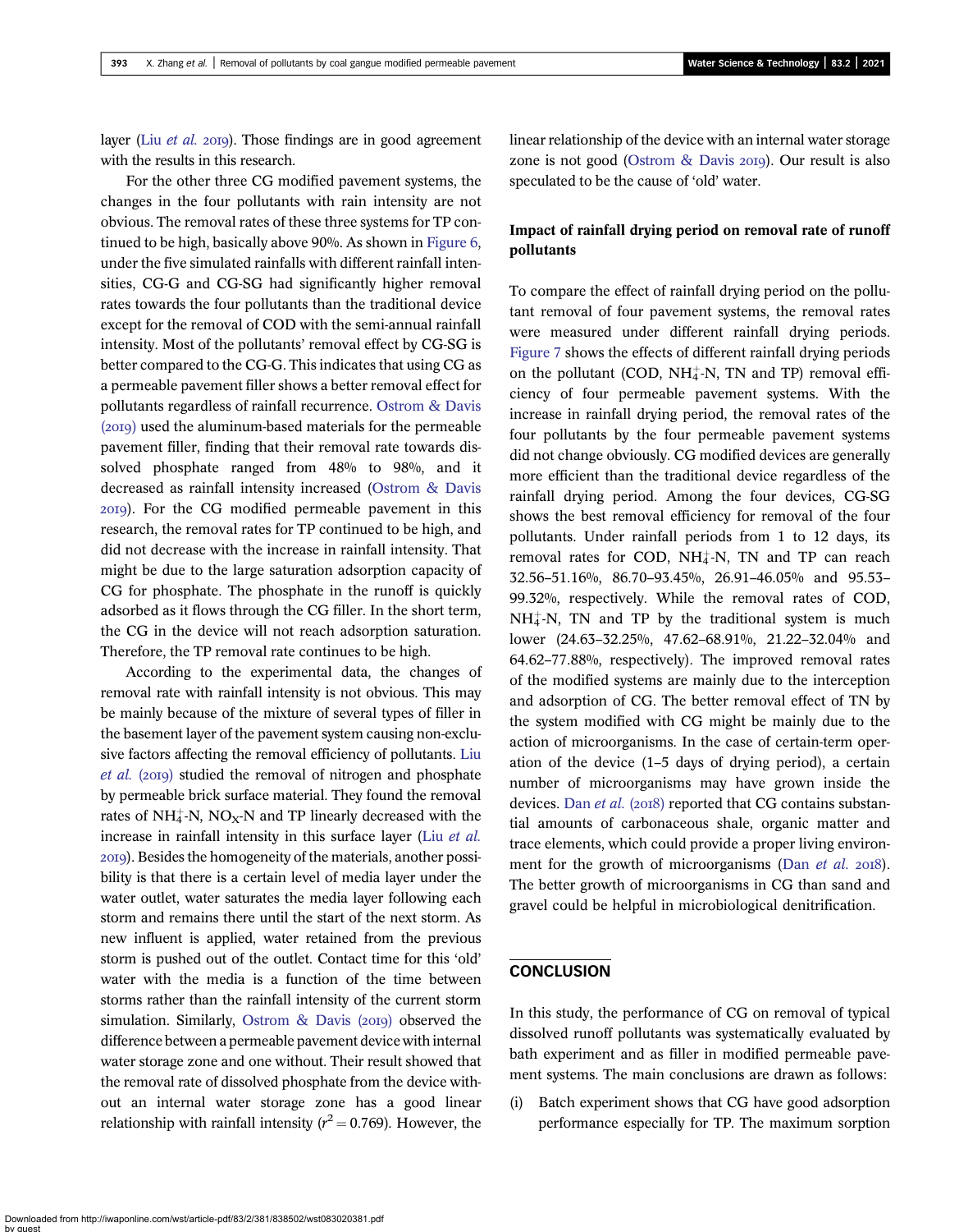layer (Liu *et al.* 2019). Those findings are in good agreement with the results in this research.

For the other three CG modified pavement systems, the changes in the four pollutants with rain intensity are not obvious. The removal rates of these three systems for TP continued to be high, basically above 90%. As shown in Figure 6, under the five simulated rainfalls with different rainfall intensities, CG-G and CG-SG had significantly higher removal rates towards the four pollutants than the traditional device except for the removal of COD with the semi-annual rainfall intensity. Most of the pollutants' removal effect by CG-SG is better compared to the CG-G. This indicates that using CG as a permeable pavement filler shows a better removal effect for pollutants regardless of rainfall recurrence. Ostrom & Davis (2019) used the aluminum-based materials for the permeable pavement filler, finding that their removal rate towards dissolved phosphate ranged from 48% to 98%, and it decreased as rainfall intensity increased (Ostrom & Davis 2019). For the CG modified permeable pavement in this research, the removal rates for TP continued to be high, and did not decrease with the increase in rainfall intensity. That might be due to the large saturation adsorption capacity of CG for phosphate. The phosphate in the runoff is quickly adsorbed as it flows through the CG filler. In the short term, the CG in the device will not reach adsorption saturation. Therefore, the TP removal rate continues to be high.

According to the experimental data, the changes of removal rate with rainfall intensity is not obvious. This may be mainly because of the mixture of several types of filler in the basement layer of the pavement system causing non-exclusive factors affecting the removal efficiency of pollutants. Liu *et al.* (2019) studied the removal of nitrogen and phosphate by permeable brick surface material. They found the removal rates of $NH_4^+$-N, $NO_X$-N and TP linearly decreased with the increase in rainfall intensity in this surface layer (Liu *et al.* 2019). Besides the homogeneity of the materials, another possibility is that there is a certain level of media layer under the water outlet, water saturates the media layer following each storm and remains there until the start of the next storm. As new influent is applied, water retained from the previous storm is pushed out of the outlet. Contact time for this 'old' water with the media is a function of the time between storms rather than the rainfall intensity of the current storm simulation. Similarly, Ostrom & Davis (2019) observed the difference between a permeable pavement device with internal water storage zone and one without. Their result showed that the removal rate of dissolved phosphate from the device without an internal water storage zone has a good linear relationship with rainfall intensity ($r^2 = 0.769$). However, the linear relationship of the device with an internal water storage zone is not good (Ostrom & Davis 2019). Our result is also speculated to be the cause of 'old' water.

### Impact of rainfall drying period on removal rate of runoff pollutants

To compare the effect of rainfall drying period on the pollutant removal of four pavement systems, the removal rates were measured under different rainfall drying periods. Figure 7 shows the effects of different rainfall drying periods on the pollutant (COD, $NH_4^+$-N, TN and TP) removal efficiency of four permeable pavement systems. With the increase in rainfall drying period, the removal rates of the four pollutants by the four permeable pavement systems did not change obviously. CG modified devices are generally more efficient than the traditional device regardless of the rainfall drying period. Among the four devices, CG-SG shows the best removal efficiency for removal of the four pollutants. Under rainfall periods from 1 to 12 days, its removal rates for COD, $NH_4^+$-N, TN and TP can reach 32.56–51.16%, 86.70–93.45%, 26.91–46.05% and 95.53–99.32%, respectively. While the removal rates of COD, $NH_4^+$-N, TN and TP by the traditional system is much lower (24.63–32.25%, 47.62–68.91%, 21.22–32.04% and 64.62–77.88%, respectively). The improved removal rates of the modified systems are mainly due to the interception and adsorption of CG. The better removal effect of TN by the system modified with CG might be mainly due to the action of microorganisms. In the case of certain-term operation of the device (1–5 days of drying period), a certain number of microorganisms may have grown inside the devices. Dan *et al.* (2018) reported that CG contains substantial amounts of carbonaceous shale, organic matter and trace elements, which could provide a proper living environment for the growth of microorganisms (Dan *et al.* 2018). The better growth of microorganisms in CG than sand and gravel could be helpful in microbiological denitrification.

## CONCLUSION

In this study, the performance of CG on removal of typical dissolved runoff pollutants was systematically evaluated by bath experiment and as filler in modified permeable pavement systems. The main conclusions are drawn as follows:

(i) Batch experiment shows that CG have good adsorption performance especially for TP. The maximum sorption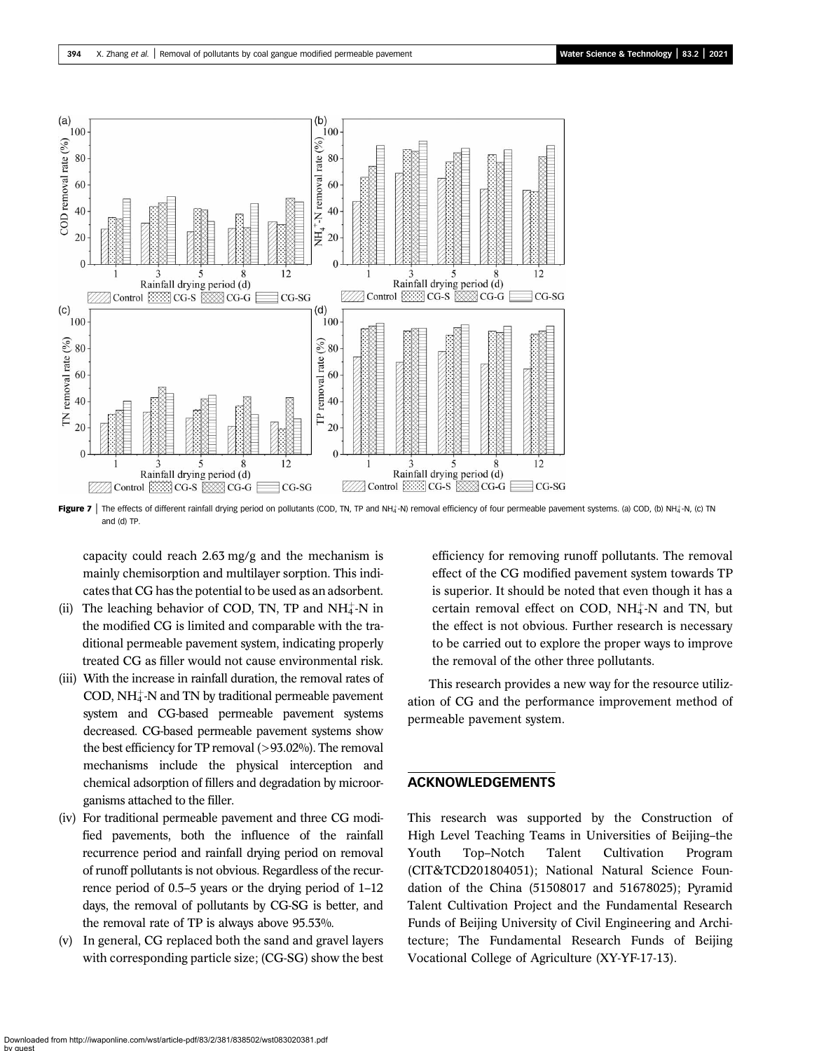Figure 7 | The effects of different rainfall drying period on pollutants (COD, TN, TP and $NH_4^+$-N) removal efficiency of four permeable pavement systems. (a) COD, (b) $NH_4^+$-N, (c) TN and (d) TP.

capacity could reach 2.63 mg/g and the mechanism is mainly chemisorption and multilayer sorption. This indicates that CG has the potential to be used as an adsorbent.

(ii) The leaching behavior of COD, TN, TP and $NH_4^+$-N in the modified CG is limited and comparable with the traditional permeable pavement system, indicating properly treated CG as filler would not cause environmental risk.

(iii) With the increase in rainfall duration, the removal rates of COD, $NH_4^+$-N and TN by traditional permeable pavement system and CG-based permeable pavement systems decreased. CG-based permeable pavement systems show the best efficiency for TP removal (>93.02%). The removal mechanisms include the physical interception and chemical adsorption of fillers and degradation by microorganisms attached to the filler.

(iv) For traditional permeable pavement and three CG modified pavements, both the influence of the rainfall recurrence period and rainfall drying period on removal of runoff pollutants is not obvious. Regardless of the recurrence period of 0.5–5 years or the drying period of 1–12 days, the removal of pollutants by CG-SG is better, and the removal rate of TP is always above 95.53%.

(v) In general, CG replaced both the sand and gravel layers with corresponding particle size; (CG-SG) show the best efficiency for removing runoff pollutants. The removal effect of the CG modified pavement system towards TP is superior. It should be noted that even though it has a certain removal effect on COD, $NH_4^+$-N and TN, but the effect is not obvious. Further research is necessary to be carried out to explore the proper ways to improve the removal of the other three pollutants.

This research provides a new way for the resource utilization of CG and the performance improvement method of permeable pavement system.

## ACKNOWLEDGEMENTS

This research was supported by the Construction of High Level Teaching Teams in Universities of Beijing–the Youth Top–Notch Talent Cultivation Program (CIT&TCD201804051); National Natural Science Foundation of the China (51508017 and 51678025); Pyramid Talent Cultivation Project and the Fundamental Research Funds of Beijing University of Civil Engineering and Architecture; The Fundamental Research Funds of Beijing Vocational College of Agriculture (XY-YF-17-13).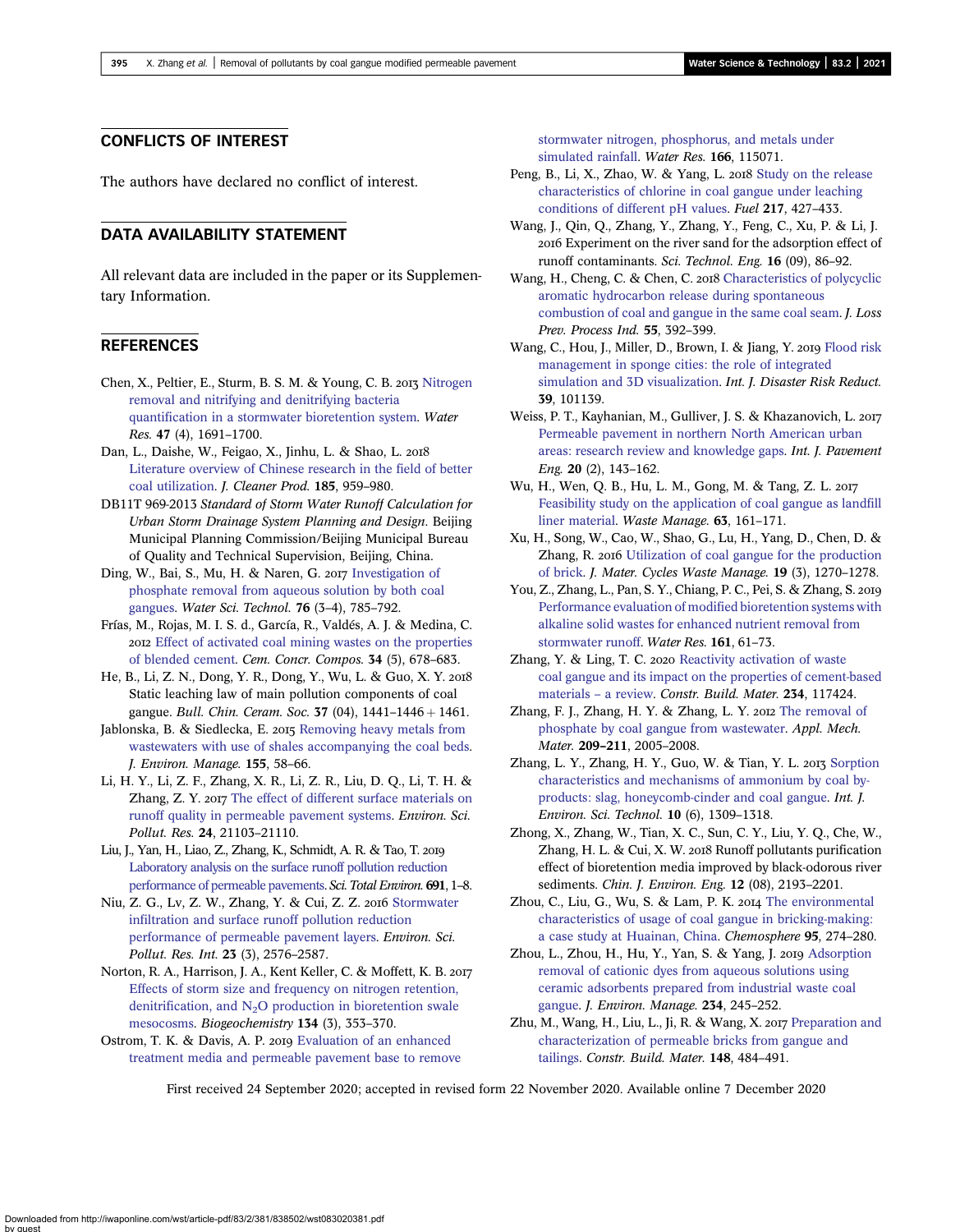## CONFLICTS OF INTEREST

The authors have declared no conflict of interest.

## DATA AVAILABILITY STATEMENT

All relevant data are included in the paper or its Supplementary Information.

## REFERENCES

Chen, X., Peltier, E., Sturm, B. S. M. & Young, C. B. 2013 Nitrogen removal and nitrifying and denitrifying bacteria quantification in a stormwater bioretention system. *Water Res.* **47** (4), 1691–1700.

Dan, L., Daishe, W., Feigao, X., Jinhu, L. & Shao, L. 2018 Literature overview of Chinese research in the field of better coal utilization. *J. Cleaner Prod.* **185**, 959–980.

DB11T 969-2013 *Standard of Storm Water Runoff Calculation for Urban Storm Drainage System Planning and Design*. Beijing Municipal Planning Commission/Beijing Municipal Bureau of Quality and Technical Supervision, Beijing, China.

Ding, W., Bai, S., Mu, H. & Naren, G. 2017 Investigation of phosphate removal from aqueous solution by both coal gangues. *Water Sci. Technol.* **76** (3–4), 785–792.

Frías, M., Rojas, M. I. S. d., García, R., Valdés, A. J. & Medina, C. 2012 Effect of activated coal mining wastes on the properties of blended cement. *Cem. Concr. Compos.* **34** (5), 678–683.

He, B., Li, Z. N., Dong, Y. R., Dong, Y., Wu, L. & Guo, X. Y. 2018 Static leaching law of main pollution components of coal gangue. *Bull. Chin. Ceram. Soc.* **37** (04), 1441–1446 + 1461.

Jablonska, B. & Siedlecka, E. 2015 Removing heavy metals from wastewaters with use of shales accompanying the coal beds. *J. Environ. Manage.* **155**, 58–66.

Li, H. Y., Li, Z. F., Zhang, X. R., Li, Z. R., Liu, D. Q., Li, T. H. & Zhang, Z. Y. 2017 The effect of different surface materials on runoff quality in permeable pavement systems. *Environ. Sci. Pollut. Res.* **24**, 21103–21110.

Liu, J., Yan, H., Liao, Z., Zhang, K., Schmidt, A. R. & Tao, T. 2019 Laboratory analysis on the surface runoff pollution reduction performance of permeable pavements. *Sci. Total Environ.* **691**, 1–8.

Niu, Z. G., Lv, Z. W., Zhang, Y. & Cui, Z. Z. 2016 Stormwater infiltration and surface runoff pollution reduction performance of permeable pavement layers. *Environ. Sci. Pollut. Res. Int.* **23** (3), 2576–2587.

Norton, R. A., Harrison, J. A., Kent Keller, C. & Moffett, K. B. 2017 Effects of storm size and frequency on nitrogen retention, denitrification, and $N_2O$ production in bioretention swale mesocosms. *Biogeochemistry* **134** (3), 353–370.

Ostrom, T. K. & Davis, A. P. 2019 Evaluation of an enhanced treatment media and permeable pavement base to remove stormwater nitrogen, phosphorus, and metals under simulated rainfall. *Water Res.* **166**, 115071.

Peng, B., Li, X., Zhao, W. & Yang, L. 2018 Study on the release characteristics of chlorine in coal gangue under leaching conditions of different pH values. *Fuel* **217**, 427–433.

Wang, J., Qin, Q., Zhang, Y., Zhang, Y., Feng, C., Xu, P. & Li, J. 2016 Experiment on the river sand for the adsorption effect of runoff contaminants. *Sci. Technol. Eng.* **16** (09), 86–92.

Wang, H., Cheng, C. & Chen, C. 2018 Characteristics of polycyclic aromatic hydrocarbon release during spontaneous combustion of coal and gangue in the same coal seam. *J. Loss Prev. Process Ind.* **55**, 392–399.

Wang, C., Hou, J., Miller, D., Brown, I. & Jiang, Y. 2019 Flood risk management in sponge cities: the role of integrated simulation and 3D visualization. *Int. J. Disaster Risk Reduct.* **39**, 101139.

Weiss, P. T., Kayhanian, M., Gulliver, J. S. & Khazanovich, L. 2017 Permeable pavement in northern North American urban areas: research review and knowledge gaps. *Int. J. Pavement Eng.* **20** (2), 143–162.

Wu, H., Wen, Q. B., Hu, L. M., Gong, M. & Tang, Z. L. 2017 Feasibility study on the application of coal gangue as landfill liner material. *Waste Manage.* **63**, 161–171.

Xu, H., Song, W., Cao, W., Shao, G., Lu, H., Yang, D., Chen, D. & Zhang, R. 2016 Utilization of coal gangue for the production of brick. *J. Mater. Cycles Waste Manage.* **19** (3), 1270–1278.

You, Z., Zhang, L., Pan, S. Y., Chiang, P. C., Pei, S. & Zhang, S. 2019 Performance evaluation of modified bioretention systems with alkaline solid wastes for enhanced nutrient removal from stormwater runoff. *Water Res.* **161**, 61–73.

Zhang, Y. & Ling, T. C. 2020 Reactivity activation of waste coal gangue and its impact on the properties of cement-based materials – a review. *Constr. Build. Mater.* **234**, 117424.

Zhang, F. J., Zhang, H. Y. & Zhang, L. Y. 2012 The removal of phosphate by coal gangue from wastewater. *Appl. Mech. Mater.* **209–211**, 2005–2008.

Zhang, L. Y., Zhang, H. Y., Guo, W. & Tian, Y. L. 2013 Sorption characteristics and mechanisms of ammonium by coal by-products: slag, honeycomb-cinder and coal gangue. *Int. J. Environ. Sci. Technol.* **10** (6), 1309–1318.

Zhong, X., Zhang, W., Tian, X. C., Sun, C. Y., Liu, Y. Q., Che, W., Zhang, H. L. & Cui, X. W. 2018 Runoff pollutants purification effect of bioretention media improved by black-odorous river sediments. *Chin. J. Environ. Eng.* **12** (08), 2193–2201.

Zhou, C., Liu, G., Wu, S. & Lam, P. K. 2014 The environmental characteristics of usage of coal gangue in bricking-making: a case study at Huainan, China. *Chemosphere* **95**, 274–280.

Zhou, L., Zhou, H., Hu, Y., Yan, S. & Yang, J. 2019 Adsorption removal of cationic dyes from aqueous solutions using ceramic adsorbents prepared from industrial waste coal gangue. *J. Environ. Manage.* **234**, 245–252.

Zhu, M., Wang, H., Liu, L., Ji, R. & Wang, X. 2017 Preparation and characterization of permeable bricks from gangue and tailings. *Constr. Build. Mater.* **148**, 484–491.

First received 24 September 2020; accepted in revised form 22 November 2020. Available online 7 December 2020